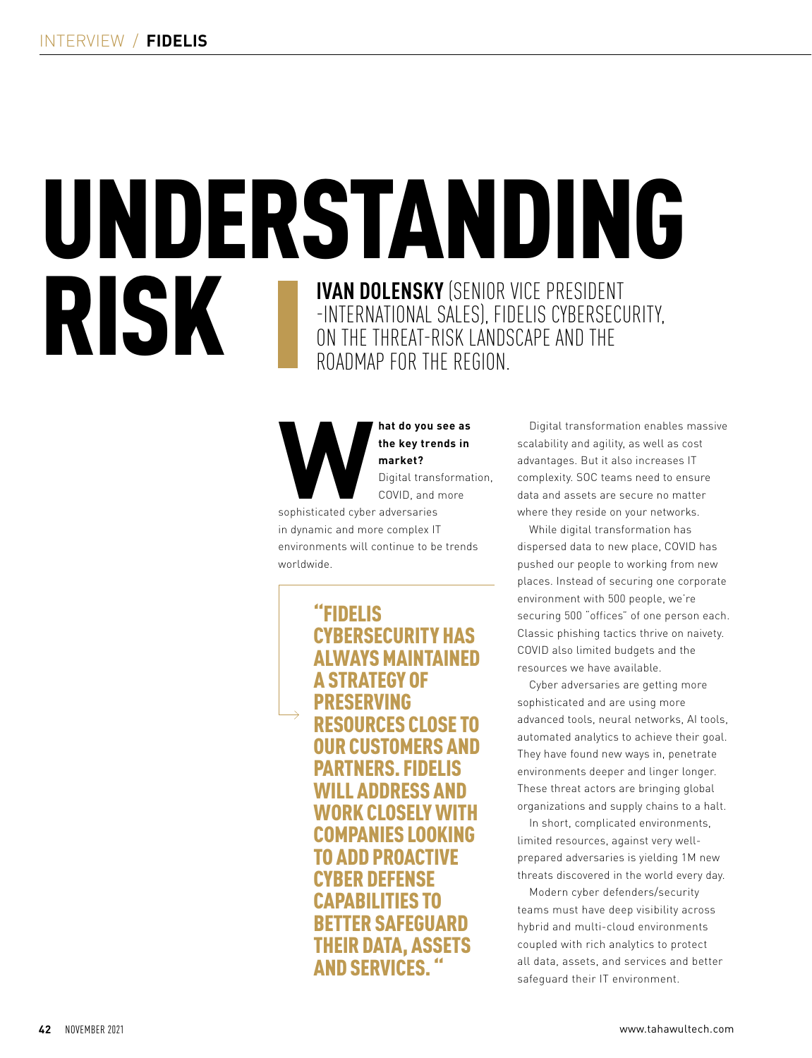// INTERVIEW / FIDELIS (running header - omitted)

# UNDERSTANDING RISK

**IVAN DOLENSKY** (SENIOR VICE PRESIDENT -INTERNATIONAL SALES), FIDELIS CYBERSECURITY, ON THE THREAT-RISK LANDSCAPE AND THE ROADMAP FOR THE REGION.

**What do you see as the key trends in market?**
Digital transformation, COVID, and more sophisticated cyber adversaries in dynamic and more complex IT environments will continue to be trends worldwide.

> "FIDELIS CYBERSECURITY HAS ALWAYS MAINTAINED A STRATEGY OF PRESERVING RESOURCES CLOSE TO OUR CUSTOMERS AND PARTNERS. FIDELIS WILL ADDRESS AND WORK CLOSELY WITH COMPANIES LOOKING TO ADD PROACTIVE CYBER DEFENSE CAPABILITIES TO BETTER SAFEGUARD THEIR DATA, ASSETS AND SERVICES. "

Digital transformation enables massive scalability and agility, as well as cost advantages. But it also increases IT complexity. SOC teams need to ensure data and assets are secure no matter where they reside on your networks.

While digital transformation has dispersed data to new place, COVID has pushed our people to working from new places. Instead of securing one corporate environment with 500 people, we're securing 500 "offices" of one person each. Classic phishing tactics thrive on naivety. COVID also limited budgets and the resources we have available.

Cyber adversaries are getting more sophisticated and are using more advanced tools, neural networks, AI tools, automated analytics to achieve their goal. They have found new ways in, penetrate environments deeper and linger longer. These threat actors are bringing global organizations and supply chains to a halt.

In short, complicated environments, limited resources, against very well-prepared adversaries is yielding 1M new threats discovered in the world every day.

Modern cyber defenders/security teams must have deep visibility across hybrid and multi-cloud environments coupled with rich analytics to protect all data, assets, and services and better safeguard their IT environment.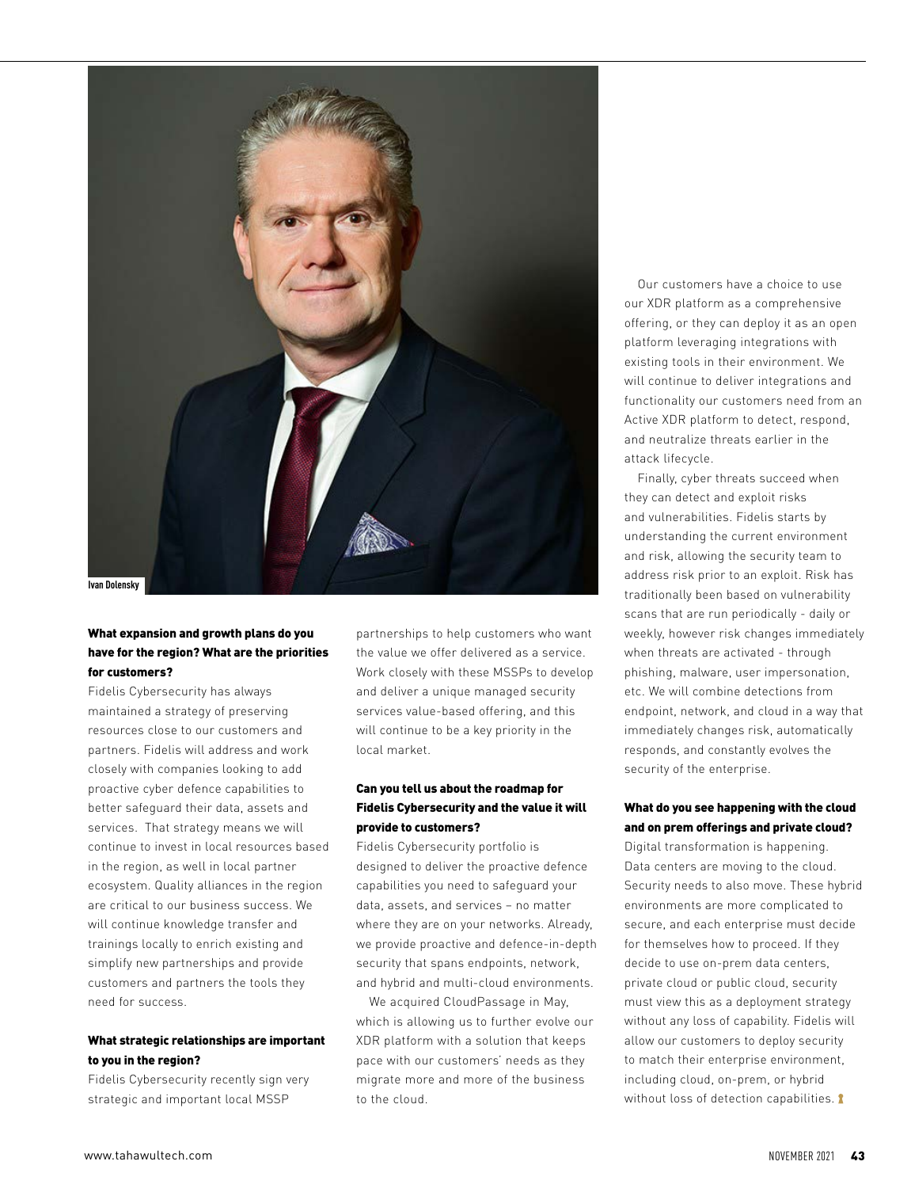Ivan Dolensky

**What expansion and growth plans do you have for the region? What are the priorities for customers?**

Fidelis Cybersecurity has always maintained a strategy of preserving resources close to our customers and partners. Fidelis will address and work closely with companies looking to add proactive cyber defence capabilities to better safeguard their data, assets and services. That strategy means we will continue to invest in local resources based in the region, as well as in local partner ecosystem. Quality alliances in the region are critical to our business success. We will continue knowledge transfer and trainings locally to enrich existing and simplify new partnerships and provide customers and partners the tools they need for success.

**What strategic relationships are important to you in the region?**

Fidelis Cybersecurity recently sign very strategic and important local MSSP partnerships to help customers who want the value we offer delivered as a service. Work closely with these MSSPs to develop and deliver a unique managed security services value-based offering, and this will continue to be a key priority in the local market.

**Can you tell us about the roadmap for Fidelis Cybersecurity and the value it will provide to customers?**

Fidelis Cybersecurity portfolio is designed to deliver the proactive defence capabilities you need to safeguard your data, assets, and services – no matter where they are on your networks. Already, we provide proactive and defence-in-depth security that spans endpoints, network, and hybrid and multi-cloud environments.

We acquired CloudPassage in May, which is allowing us to further evolve our XDR platform with a solution that keeps pace with our customers' needs as they migrate more and more of the business to the cloud.

Our customers have a choice to use our XDR platform as a comprehensive offering, or they can deploy it as an open platform leveraging integrations with existing tools in their environment. We will continue to deliver integrations and functionality our customers need from an Active XDR platform to detect, respond, and neutralize threats earlier in the attack lifecycle.

Finally, cyber threats succeed when they can detect and exploit risks and vulnerabilities. Fidelis starts by understanding the current environment and risk, allowing the security team to address risk prior to an exploit. Risk has traditionally been based on vulnerability scans that are run periodically - daily or weekly, however risk changes immediately when threats are activated - through phishing, malware, user impersonation, etc. We will combine detections from endpoint, network, and cloud in a way that immediately changes risk, automatically responds, and constantly evolves the security of the enterprise.

**What do you see happening with the cloud and on prem offerings and private cloud?**

Digital transformation is happening. Data centers are moving to the cloud. Security needs to also move. These hybrid environments are more complicated to secure, and each enterprise must decide for themselves how to proceed. If they decide to use on-prem data centers, private cloud or public cloud, security must view this as a deployment strategy without any loss of capability. Fidelis will allow our customers to deploy security to match their enterprise environment, including cloud, on-prem, or hybrid without loss of detection capabilities.